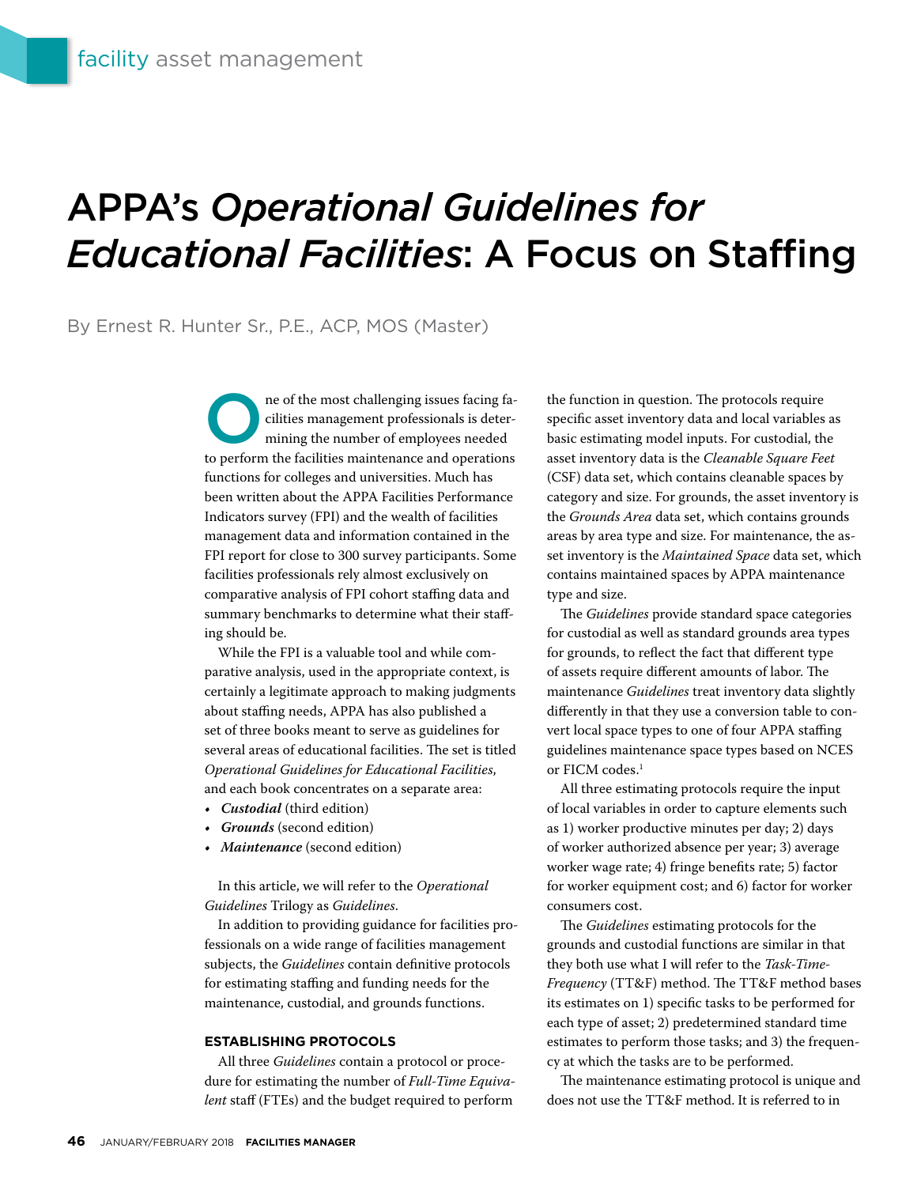# APPA's *Operational Guidelines for Educational Facilities*: A Focus on Staffing

By Ernest R. Hunter Sr., P.E., ACP, MOS (Master)

One of the most challenging issues facing facilities management professionals is determining the number of employees needed to perform the facilities maintenance and operations functions for colleges and universities. Much has been written about the APPA Facilities Performance Indicators survey (FPI) and the wealth of facilities management data and information contained in the FPI report for close to 300 survey participants. Some facilities professionals rely almost exclusively on comparative analysis of FPI cohort staffing data and summary benchmarks to determine what their staffing should be.

While the FPI is a valuable tool and while comparative analysis, used in the appropriate context, is certainly a legitimate approach to making judgments about staffing needs, APPA has also published a set of three books meant to serve as guidelines for several areas of educational facilities. The set is titled *Operational Guidelines for Educational Facilities*, and each book concentrates on a separate area:

- ***Custodial*** (third edition)
- ***Grounds*** (second edition)
- ***Maintenance*** (second edition)

In this article, we will refer to the *Operational Guidelines* Trilogy as *Guidelines*.

In addition to providing guidance for facilities professionals on a wide range of facilities management subjects, the *Guidelines* contain definitive protocols for estimating staffing and funding needs for the maintenance, custodial, and grounds functions.

## ESTABLISHING PROTOCOLS

All three *Guidelines* contain a protocol or procedure for estimating the number of *Full-Time Equivalent* staff (FTEs) and the budget required to perform the function in question. The protocols require specific asset inventory data and local variables as basic estimating model inputs. For custodial, the asset inventory data is the *Cleanable Square Feet* (CSF) data set, which contains cleanable spaces by category and size. For grounds, the asset inventory is the *Grounds Area* data set, which contains grounds areas by area type and size. For maintenance, the asset inventory is the *Maintained Space* data set, which contains maintained spaces by APPA maintenance type and size.

The *Guidelines* provide standard space categories for custodial as well as standard grounds area types for grounds, to reflect the fact that different type of assets require different amounts of labor. The maintenance *Guidelines* treat inventory data slightly differently in that they use a conversion table to convert local space types to one of four APPA staffing guidelines maintenance space types based on NCES or FICM codes.[1]

All three estimating protocols require the input of local variables in order to capture elements such as 1) worker productive minutes per day; 2) days of worker authorized absence per year; 3) average worker wage rate; 4) fringe benefits rate; 5) factor for worker equipment cost; and 6) factor for worker consumers cost.

The *Guidelines* estimating protocols for the grounds and custodial functions are similar in that they both use what I will refer to the *Task-Time-Frequency* (TT&F) method. The TT&F method bases its estimates on 1) specific tasks to be performed for each type of asset; 2) predetermined standard time estimates to perform those tasks; and 3) the frequency at which the tasks are to be performed.

The maintenance estimating protocol is unique and does not use the TT&F method. It is referred to in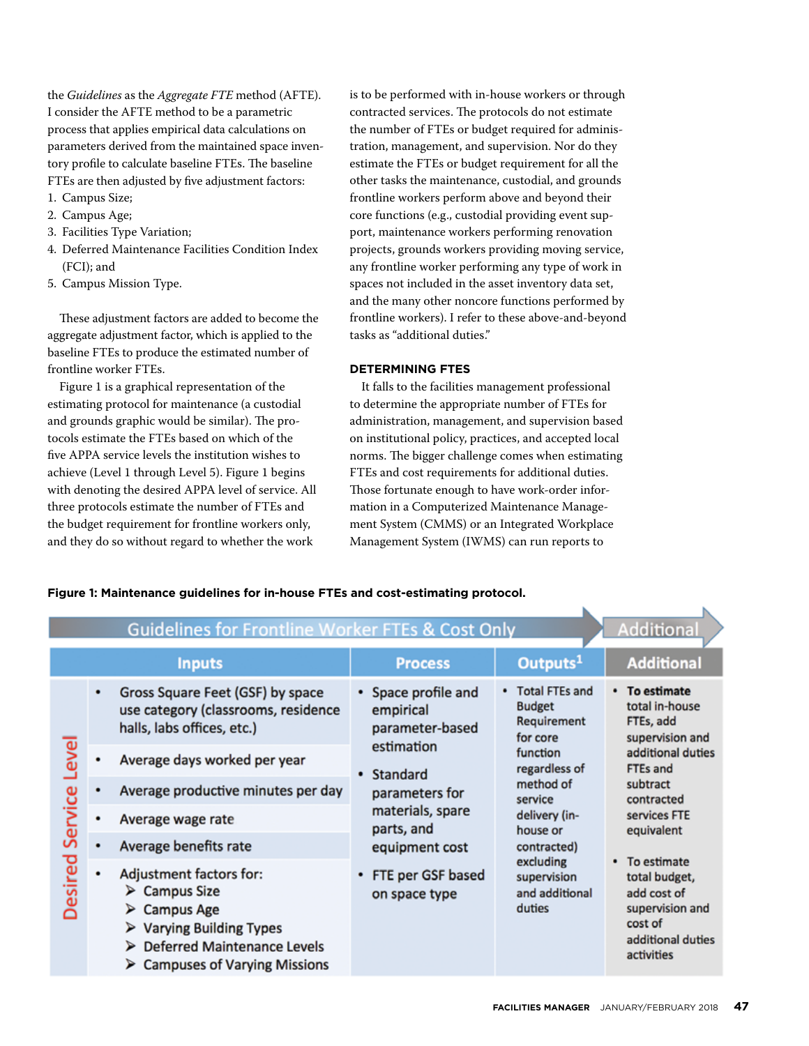the *Guidelines* as the *Aggregate FTE* method (AFTE). I consider the AFTE method to be a parametric process that applies empirical data calculations on parameters derived from the maintained space inventory profile to calculate baseline FTEs. The baseline FTEs are then adjusted by five adjustment factors:

1. Campus Size;
2. Campus Age;
3. Facilities Type Variation;
4. Deferred Maintenance Facilities Condition Index (FCI); and
5. Campus Mission Type.

These adjustment factors are added to become the aggregate adjustment factor, which is applied to the baseline FTEs to produce the estimated number of frontline worker FTEs.

Figure 1 is a graphical representation of the estimating protocol for maintenance (a custodial and grounds graphic would be similar). The protocols estimate the FTEs based on which of the five APPA service levels the institution wishes to achieve (Level 1 through Level 5). Figure 1 begins with denoting the desired APPA level of service. All three protocols estimate the number of FTEs and the budget requirement for frontline workers only, and they do so without regard to whether the work is to be performed with in-house workers or through contracted services. The protocols do not estimate the number of FTEs or budget required for administration, management, and supervision. Nor do they estimate the FTEs or budget requirement for all the other tasks the maintenance, custodial, and grounds frontline workers perform above and beyond their core functions (e.g., custodial providing event support, maintenance workers performing renovation projects, grounds workers providing moving service, any frontline worker performing any type of work in spaces not included in the asset inventory data set, and the many other noncore functions performed by frontline workers). I refer to these above-and-beyond tasks as "additional duties."

### DETERMINING FTES

It falls to the facilities management professional to determine the appropriate number of FTEs for administration, management, and supervision based on institutional policy, practices, and accepted local norms. The bigger challenge comes when estimating FTEs and cost requirements for additional duties. Those fortunate enough to have work-order information in a Computerized Maintenance Management System (CMMS) or an Integrated Workplace Management System (IWMS) can run reports to

**Figure 1: Maintenance guidelines for in-house FTEs and cost-estimating protocol.**

| Guidelines for Frontline Worker FTEs & Cost Only | | | | Additional |
|---|---|---|---|---|
| | Inputs | Process | Outputs[1] | Additional |
| Desired Service Level | • Gross Square Feet (GSF) by space use category (classrooms, residence halls, labs offices, etc.)<br>• Average days worked per year<br>• Average productive minutes per day<br>• Average wage rate<br>• Average benefits rate<br>• Adjustment factors for:<br>➤ Campus Size<br>➤ Campus Age<br>➤ Varying Building Types<br>➤ Deferred Maintenance Levels<br>➤ Campuses of Varying Missions | • Space profile and empirical parameter-based estimation<br>• Standard parameters for materials, spare parts, and equipment cost<br>• FTE per GSF based on space type | • Total FTEs and Budget Requirement for core function regardless of method of service delivery (in-house or contracted) excluding supervision and additional duties | • **To estimate** total in-house FTEs, add supervision and additional duties FTEs and subtract contracted services FTE equivalent<br>• To estimate total budget, add cost of supervision and cost of additional duties activities |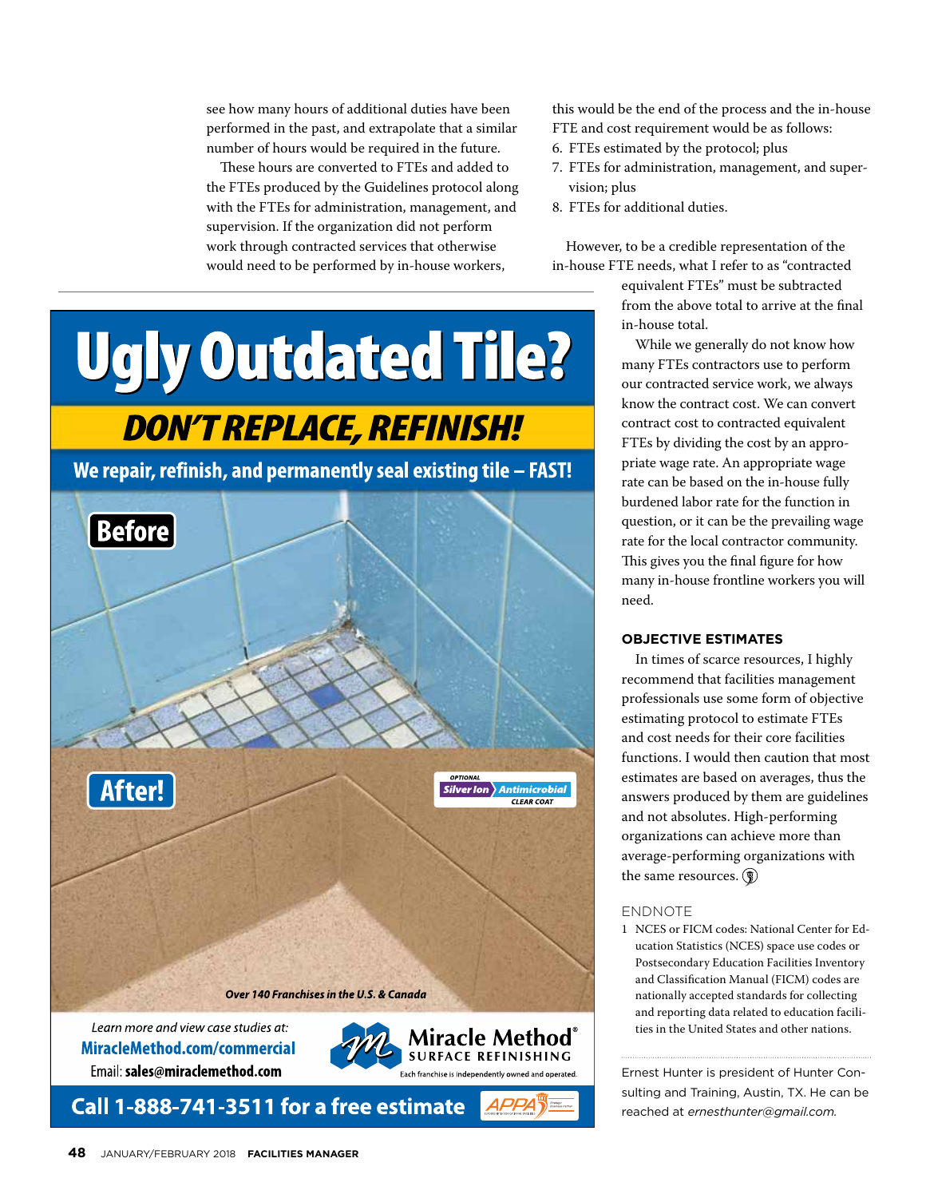see how many hours of additional duties have been performed in the past, and extrapolate that a similar number of hours would be required in the future.

These hours are converted to FTEs and added to the FTEs produced by the Guidelines protocol along with the FTEs for administration, management, and supervision. If the organization did not perform work through contracted services that otherwise would need to be performed by in-house workers, this would be the end of the process and the in-house FTE and cost requirement would be as follows:

6. FTEs estimated by the protocol; plus
7. FTEs for administration, management, and supervision; plus
8. FTEs for additional duties.

However, to be a credible representation of the in-house FTE needs, what I refer to as "contracted equivalent FTEs" must be subtracted from the above total to arrive at the final in-house total.

While we generally do not know how many FTEs contractors use to perform our contracted service work, we always know the contract cost. We can convert contract cost to contracted equivalent FTEs by dividing the cost by an appropriate wage rate. An appropriate wage rate can be based on the in-house fully burdened labor rate for the function in question, or it can be the prevailing wage rate for the local contractor community. This gives you the final figure for how many in-house frontline workers you will need.

### OBJECTIVE ESTIMATES

In times of scarce resources, I highly recommend that facilities management professionals use some form of objective estimating protocol to estimate FTEs and cost needs for their core facilities functions. I would then caution that most estimates are based on averages, thus the answers produced by them are guidelines and not absolutes. High-performing organizations can achieve more than average-performing organizations with the same resources.

### ENDNOTE

1. NCES or FICM codes: National Center for Education Statistics (NCES) space use codes or Postsecondary Education Facilities Inventory and Classification Manual (FICM) codes are nationally accepted standards for collecting and reporting data related to education facilities in the United States and other nations.

---

*Ernest Hunter is president of Hunter Consulting and Training, Austin, TX. He can be reached at ernesthunter@gmail.com.*

---

# Ugly Outdated Tile?

**DON'T REPLACE, REFINISH!**

**We repair, refinish, and permanently seal existing tile – FAST!**

Before

After!

OPTIONAL Silver Ion Antimicrobial CLEAR COAT

*Over 140 Franchises in the U.S. & Canada*

*Learn more and view case studies at:*
MiracleMethod.com/commercial
Email: **sales@miraclemethod.com**

Miracle Method® SURFACE REFINISHING
Each franchise is independently owned and operated.

**Call 1-888-741-3511 for a free estimate**